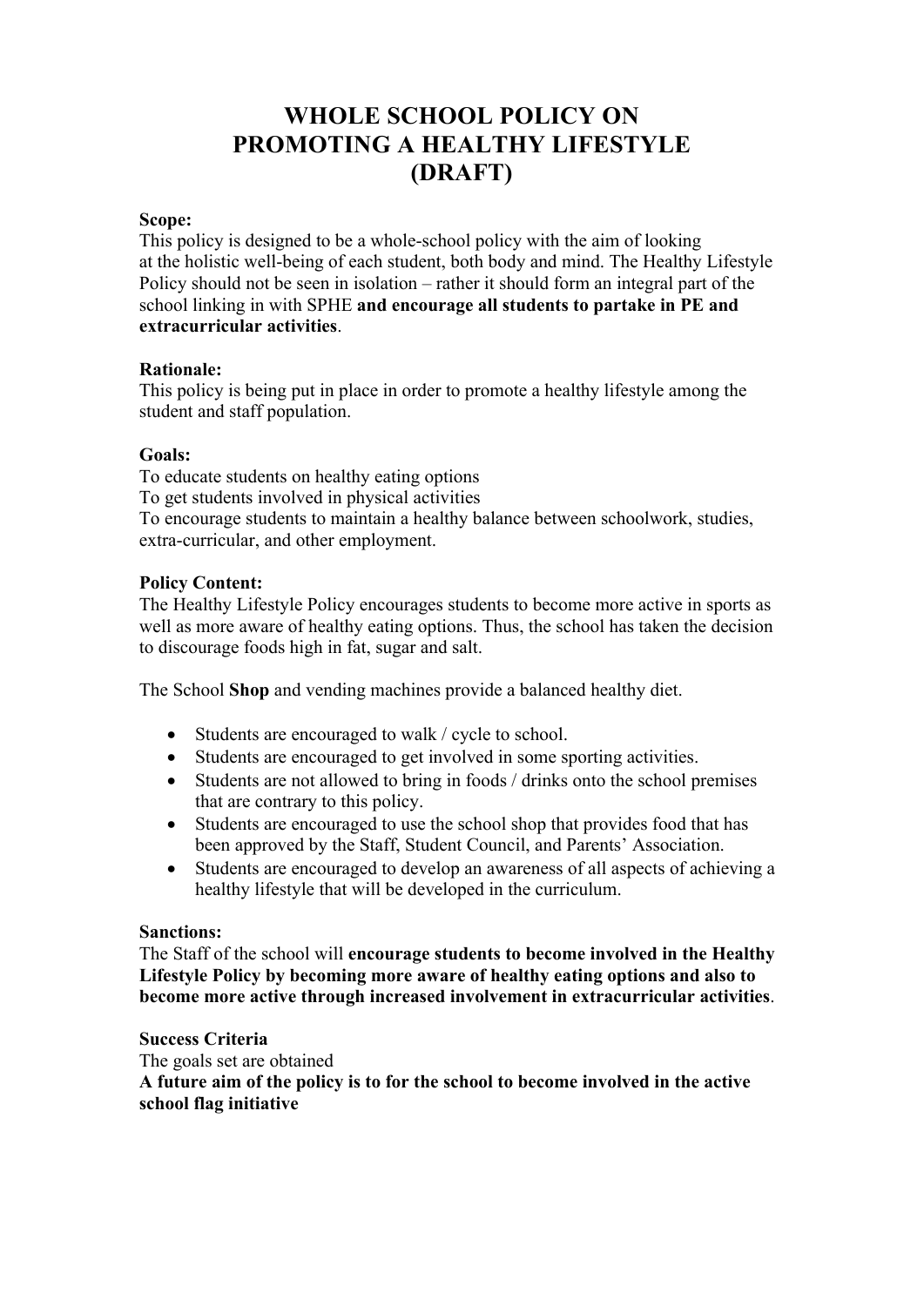# WHOLE SCHOOL POLICY ON PROMOTING A HEALTHY LIFESTYLE (DRAFT)

**Scope:**
This policy is designed to be a whole-school policy with the aim of looking at the holistic well-being of each student, both body and mind. The Healthy Lifestyle Policy should not be seen in isolation – rather it should form an integral part of the school linking in with SPHE **and encourage all students to partake in PE and extracurricular activities**.

**Rationale:**
This policy is being put in place in order to promote a healthy lifestyle among the student and staff population.

**Goals:**
To educate students on healthy eating options
To get students involved in physical activities
To encourage students to maintain a healthy balance between schoolwork, studies, extra-curricular, and other employment.

**Policy Content:**
The Healthy Lifestyle Policy encourages students to become more active in sports as well as more aware of healthy eating options. Thus, the school has taken the decision to discourage foods high in fat, sugar and salt.

The School **Shop** and vending machines provide a balanced healthy diet.

- Students are encouraged to walk / cycle to school.
- Students are encouraged to get involved in some sporting activities.
- Students are not allowed to bring in foods / drinks onto the school premises that are contrary to this policy.
- Students are encouraged to use the school shop that provides food that has been approved by the Staff, Student Council, and Parents' Association.
- Students are encouraged to develop an awareness of all aspects of achieving a healthy lifestyle that will be developed in the curriculum.

**Sanctions:**
The Staff of the school will **encourage students to become involved in the Healthy Lifestyle Policy by becoming more aware of healthy eating options and also to become more active through increased involvement in extracurricular activities**.

**Success Criteria**
The goals set are obtained
**A future aim of the policy is to for the school to become involved in the active school flag initiative**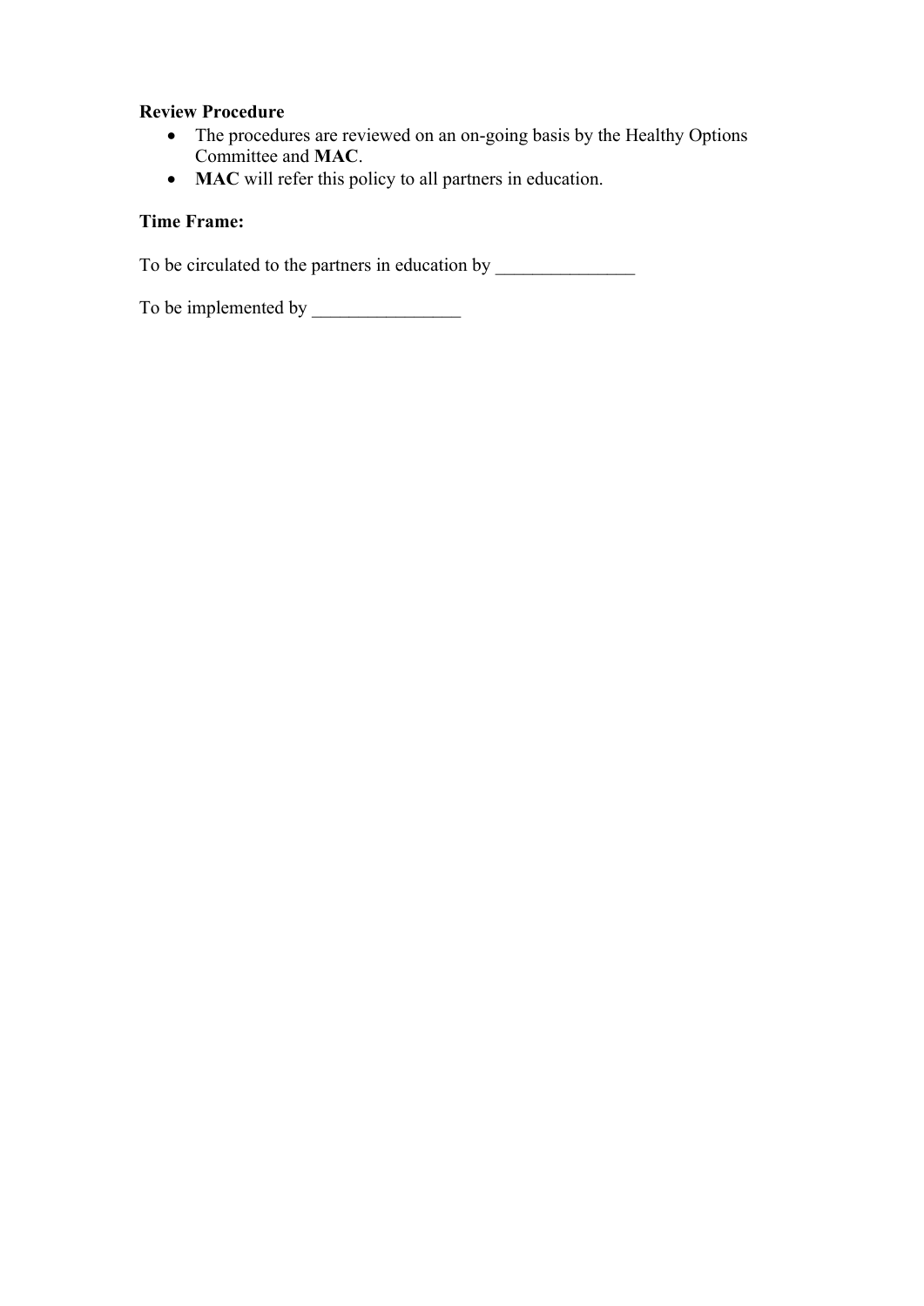**Review Procedure**

- The procedures are reviewed on an on-going basis by the Healthy Options Committee and **MAC**.
- **MAC** will refer this policy to all partners in education.

**Time Frame:**

To be circulated to the partners in education by _______________

To be implemented by ________________